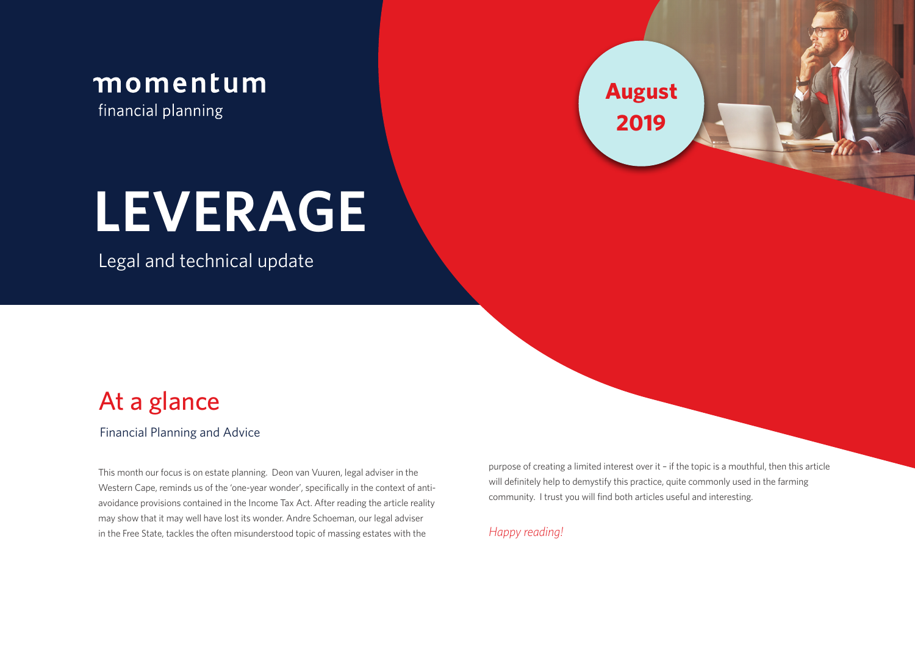momentum
financial planning

# LEVERAGE

Legal and technical update

**August 2019**

## At a glance

Financial Planning and Advice

This month our focus is on estate planning. Deon van Vuuren, legal adviser in the Western Cape, reminds us of the 'one-year wonder', specifically in the context of anti-avoidance provisions contained in the Income Tax Act. After reading the article reality may show that it may well have lost its wonder. Andre Schoeman, our legal adviser in the Free State, tackles the often misunderstood topic of massing estates with the purpose of creating a limited interest over it – if the topic is a mouthful, then this article will definitely help to demystify this practice, quite commonly used in the farming community. I trust you will find both articles useful and interesting.

*Happy reading!*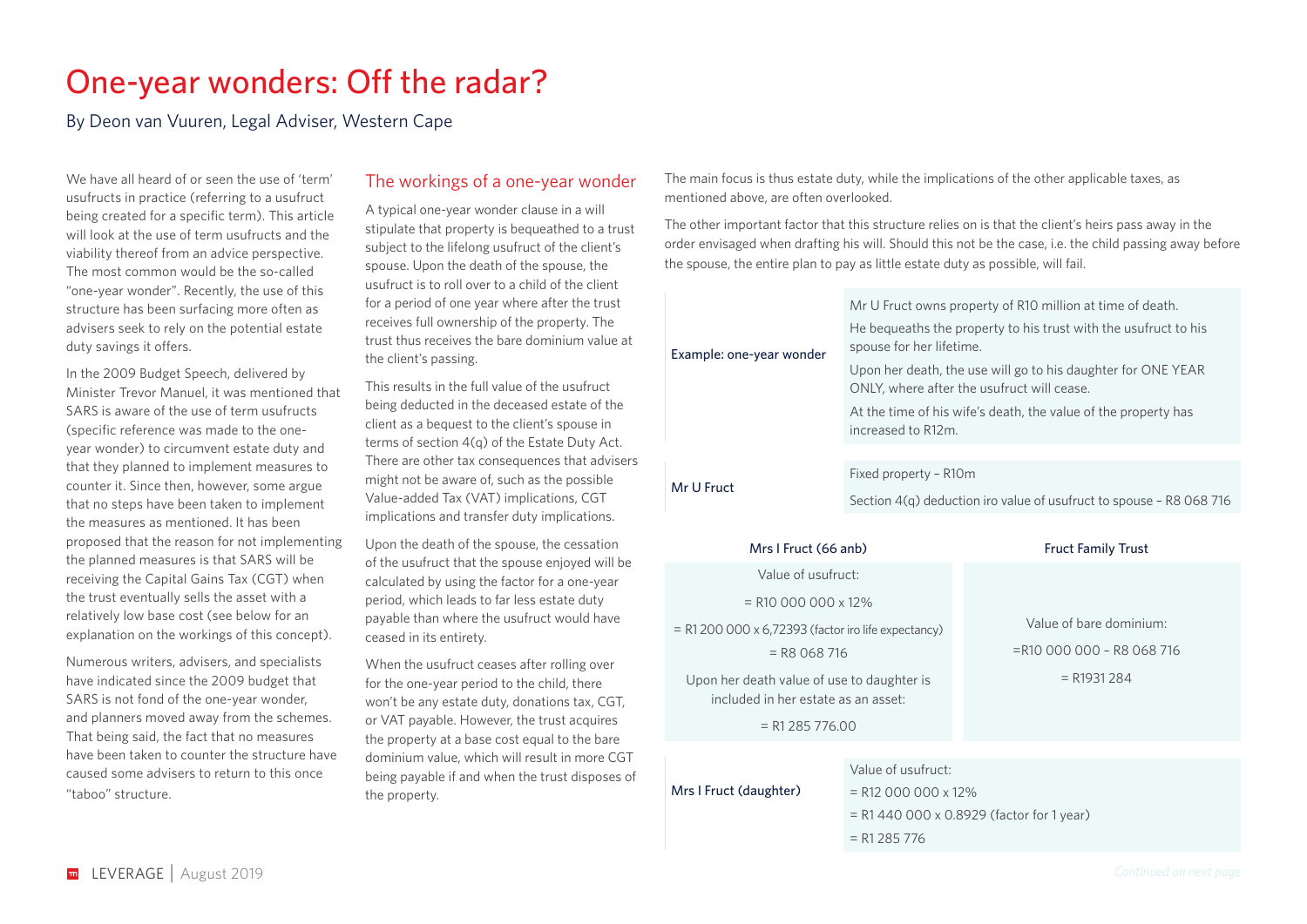# One-year wonders: Off the radar?

By Deon van Vuuren, Legal Adviser, Western Cape

We have all heard of or seen the use of 'term' usufructs in practice (referring to a usufruct being created for a specific term). This article will look at the use of term usufructs and the viability thereof from an advice perspective. The most common would be the so-called "one-year wonder". Recently, the use of this structure has been surfacing more often as advisers seek to rely on the potential estate duty savings it offers.

In the 2009 Budget Speech, delivered by Minister Trevor Manuel, it was mentioned that SARS is aware of the use of term usufructs (specific reference was made to the one-year wonder) to circumvent estate duty and that they planned to implement measures to counter it. Since then, however, some argue that no steps have been taken to implement the measures as mentioned. It has been proposed that the reason for not implementing the planned measures is that SARS will be receiving the Capital Gains Tax (CGT) when the trust eventually sells the asset with a relatively low base cost (see below for an explanation on the workings of this concept).

Numerous writers, advisers, and specialists have indicated since the 2009 budget that SARS is not fond of the one-year wonder, and planners moved away from the schemes. That being said, the fact that no measures have been taken to counter the structure have caused some advisers to return to this once "taboo" structure.

## The workings of a one-year wonder

A typical one-year wonder clause in a will stipulate that property is bequeathed to a trust subject to the lifelong usufruct of the client's spouse. Upon the death of the spouse, the usufruct is to roll over to a child of the client for a period of one year where after the trust receives full ownership of the property. The trust thus receives the bare dominium value at the client's passing.

This results in the full value of the usufruct being deducted in the deceased estate of the client as a bequest to the client's spouse in terms of section 4(q) of the Estate Duty Act. There are other tax consequences that advisers might not be aware of, such as the possible Value-added Tax (VAT) implications, CGT implications and transfer duty implications.

Upon the death of the spouse, the cessation of the usufruct that the spouse enjoyed will be calculated by using the factor for a one-year period, which leads to far less estate duty payable than where the usufruct would have ceased in its entirety.

When the usufruct ceases after rolling over for the one-year period to the child, there won't be any estate duty, donations tax, CGT, or VAT payable. However, the trust acquires the property at a base cost equal to the bare dominium value, which will result in more CGT being payable if and when the trust disposes of the property.

The main focus is thus estate duty, while the implications of the other applicable taxes, as mentioned above, are often overlooked.

The other important factor that this structure relies on is that the client's heirs pass away in the order envisaged when drafting his will. Should this not be the case, i.e. the child passing away before the spouse, the entire plan to pay as little estate duty as possible, will fail.

| | |
|---|---|
| Example: one-year wonder | Mr U Fruct owns property of R10 million at time of death.<br>He bequeaths the property to his trust with the usufruct to his spouse for her lifetime.<br>Upon her death, the use will go to his daughter for ONE YEAR ONLY, where after the usufruct will cease.<br>At the time of his wife's death, the value of the property has increased to R12m. |
| Mr U Fruct | Fixed property – R10m<br>Section 4(q) deduction iro value of usufruct to spouse – R8 068 716 |

| Mrs I Fruct (66 anb) | Fruct Family Trust |
|---|---|
| Value of usufruct:<br>= R10 000 000 x 12%<br>= R1 200 000 x 6,72393 (factor iro life expectancy)<br>= R8 068 716<br>Upon her death value of use to daughter is included in her estate as an asset:<br>= R1 285 776.00 | Value of bare dominium:<br>=R10 000 000 – R8 068 716<br>= R1931 284 |

| | |
|---|---|
| Mrs I Fruct (daughter) | Value of usufruct:<br>= R12 000 000 x 12%<br>= R1 440 000 x 0.8929 (factor for 1 year)<br>= R1 285 776 |

Continued on next page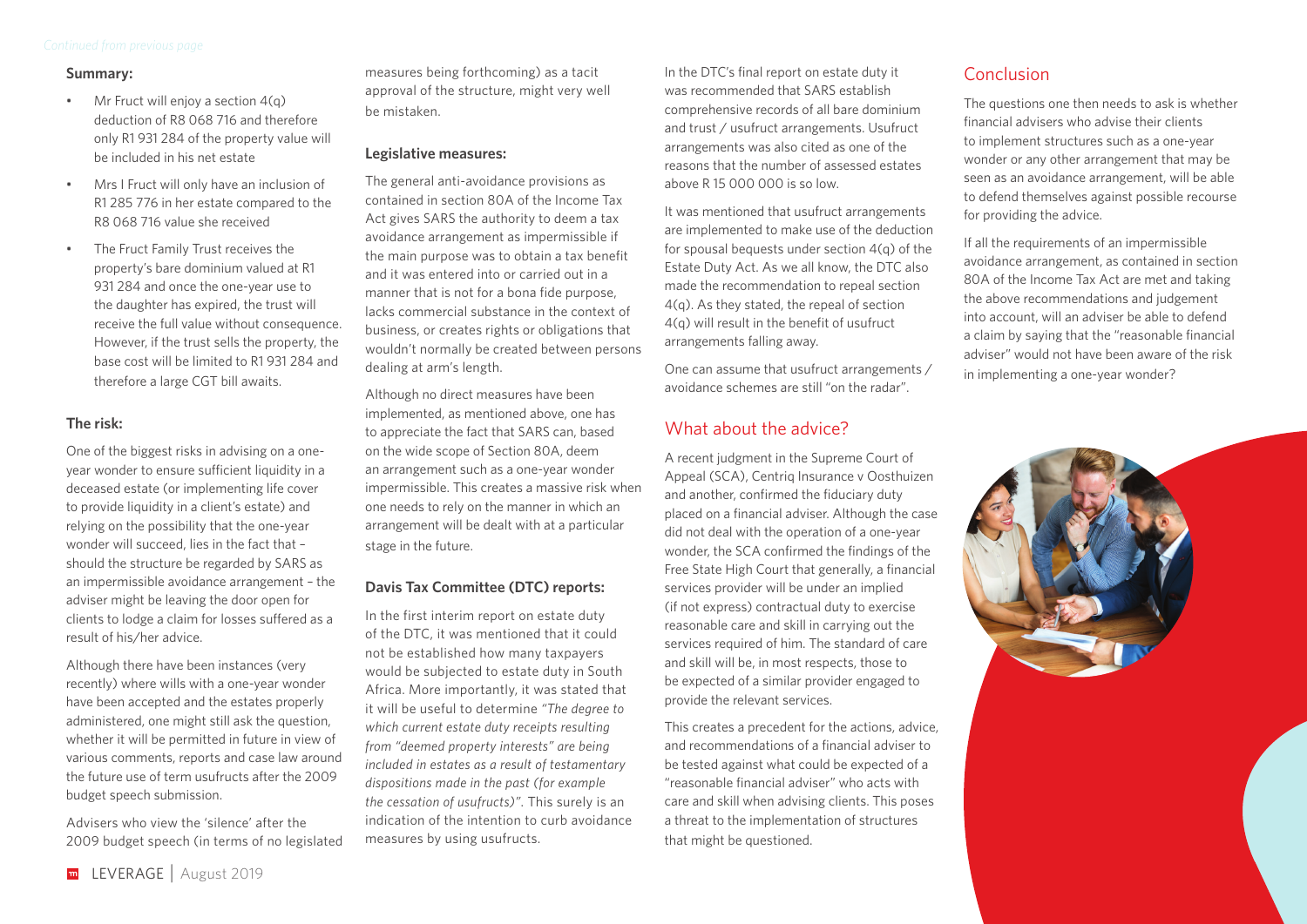*Continued from previous page*

**Summary:**

- Mr Fruct will enjoy a section 4(q) deduction of R8 068 716 and therefore only R1 931 284 of the property value will be included in his net estate
- Mrs I Fruct will only have an inclusion of R1 285 776 in her estate compared to the R8 068 716 value she received
- The Fruct Family Trust receives the property's bare dominium valued at R1 931 284 and once the one-year use to the daughter has expired, the trust will receive the full value without consequence. However, if the trust sells the property, the base cost will be limited to R1 931 284 and therefore a large CGT bill awaits.

**The risk:**

One of the biggest risks in advising on a one-year wonder to ensure sufficient liquidity in a deceased estate (or implementing life cover to provide liquidity in a client's estate) and relying on the possibility that the one-year wonder will succeed, lies in the fact that – should the structure be regarded by SARS as an impermissible avoidance arrangement – the adviser might be leaving the door open for clients to lodge a claim for losses suffered as a result of his/her advice.

Although there have been instances (very recently) where wills with a one-year wonder have been accepted and the estates properly administered, one might still ask the question, whether it will be permitted in future in view of various comments, reports and case law around the future use of term usufructs after the 2009 budget speech submission.

Advisers who view the 'silence' after the 2009 budget speech (in terms of no legislated measures being forthcoming) as a tacit approval of the structure, might very well be mistaken.

**Legislative measures:**

The general anti-avoidance provisions as contained in section 80A of the Income Tax Act gives SARS the authority to deem a tax avoidance arrangement as impermissible if the main purpose was to obtain a tax benefit and it was entered into or carried out in a manner that is not for a bona fide purpose, lacks commercial substance in the context of business, or creates rights or obligations that wouldn't normally be created between persons dealing at arm's length.

Although no direct measures have been implemented, as mentioned above, one has to appreciate the fact that SARS can, based on the wide scope of Section 80A, deem an arrangement such as a one-year wonder impermissible. This creates a massive risk when one needs to rely on the manner in which an arrangement will be dealt with at a particular stage in the future.

**Davis Tax Committee (DTC) reports:**

In the first interim report on estate duty of the DTC, it was mentioned that it could not be established how many taxpayers would be subjected to estate duty in South Africa. More importantly, it was stated that it will be useful to determine *"The degree to which current estate duty receipts resulting from "deemed property interests" are being included in estates as a result of testamentary dispositions made in the past (for example the cessation of usufructs)"*. This surely is an indication of the intention to curb avoidance measures by using usufructs.

In the DTC's final report on estate duty it was recommended that SARS establish comprehensive records of all bare dominium and trust / usufruct arrangements. Usufruct arrangements was also cited as one of the reasons that the number of assessed estates above R 15 000 000 is so low.

It was mentioned that usufruct arrangements are implemented to make use of the deduction for spousal bequests under section 4(q) of the Estate Duty Act. As we all know, the DTC also made the recommendation to repeal section 4(q). As they stated, the repeal of section 4(q) will result in the benefit of usufruct arrangements falling away.

One can assume that usufruct arrangements / avoidance schemes are still "on the radar".

## What about the advice?

A recent judgment in the Supreme Court of Appeal (SCA), Centriq Insurance v Oosthuizen and another, confirmed the fiduciary duty placed on a financial adviser. Although the case did not deal with the operation of a one-year wonder, the SCA confirmed the findings of the Free State High Court that generally, a financial services provider will be under an implied (if not express) contractual duty to exercise reasonable care and skill in carrying out the services required of him. The standard of care and skill will be, in most respects, those to be expected of a similar provider engaged to provide the relevant services.

This creates a precedent for the actions, advice, and recommendations of a financial adviser to be tested against what could be expected of a "reasonable financial adviser" who acts with care and skill when advising clients. This poses a threat to the implementation of structures that might be questioned.

## Conclusion

The questions one then needs to ask is whether financial advisers who advise their clients to implement structures such as a one-year wonder or any other arrangement that may be seen as an avoidance arrangement, will be able to defend themselves against possible recourse for providing the advice.

If all the requirements of an impermissible avoidance arrangement, as contained in section 80A of the Income Tax Act are met and taking the above recommendations and judgement into account, will an adviser be able to defend a claim by saying that the "reasonable financial adviser" would not have been aware of the risk in implementing a one-year wonder?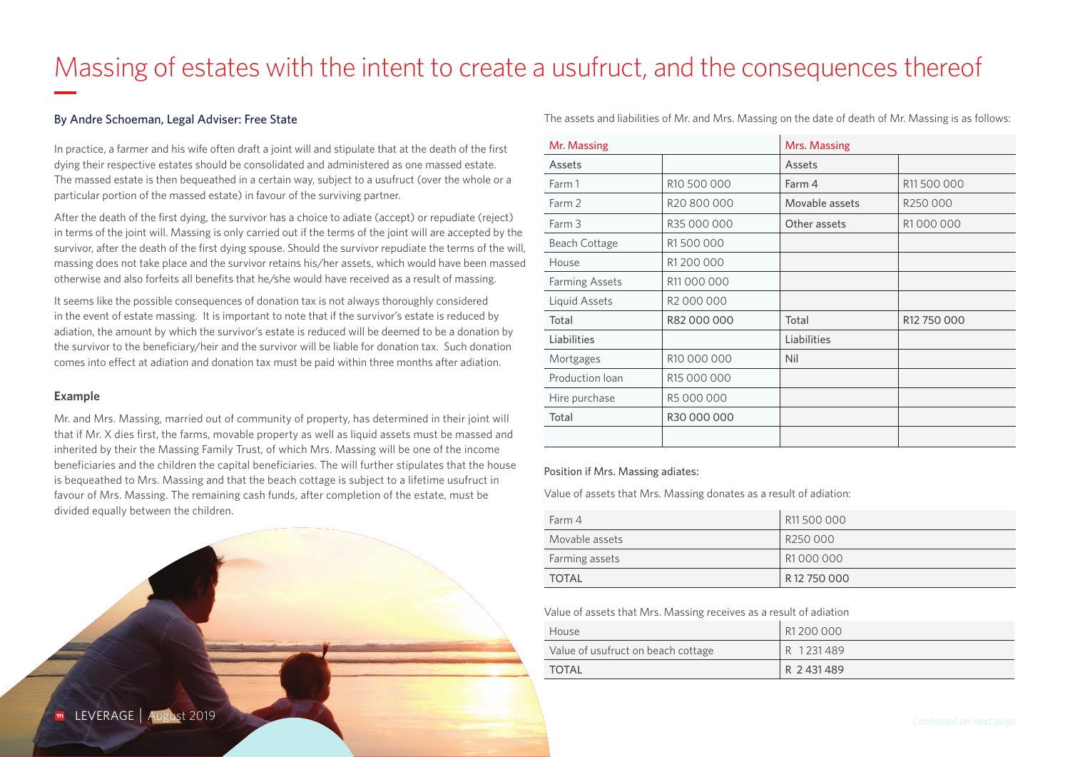# Massing of estates with the intent to create a usufruct, and the consequences thereof

By Andre Schoeman, Legal Adviser: Free State

In practice, a farmer and his wife often draft a joint will and stipulate that at the death of the first dying their respective estates should be consolidated and administered as one massed estate. The massed estate is then bequeathed in a certain way, subject to a usufruct (over the whole or a particular portion of the massed estate) in favour of the surviving partner.

After the death of the first dying, the survivor has a choice to adiate (accept) or repudiate (reject) in terms of the joint will. Massing is only carried out if the terms of the joint will are accepted by the survivor, after the death of the first dying spouse. Should the survivor repudiate the terms of the will, massing does not take place and the survivor retains his/her assets, which would have been massed otherwise and also forfeits all benefits that he/she would have received as a result of massing.

It seems like the possible consequences of donation tax is not always thoroughly considered in the event of estate massing. It is important to note that if the survivor's estate is reduced by adiation, the amount by which the survivor's estate is reduced will be deemed to be a donation by the survivor to the beneficiary/heir and the survivor will be liable for donation tax. Such donation comes into effect at adiation and donation tax must be paid within three months after adiation.

### Example

Mr. and Mrs. Massing, married out of community of property, has determined in their joint will that if Mr. X dies first, the farms, movable property as well as liquid assets must be massed and inherited by their the Massing Family Trust, of which Mrs. Massing will be one of the income beneficiaries and the children the capital beneficiaries. The will further stipulates that the house is bequeathed to Mrs. Massing and that the beach cottage is subject to a lifetime usufruct in favour of Mrs. Massing. The remaining cash funds, after completion of the estate, must be divided equally between the children.

The assets and liabilities of Mr. and Mrs. Massing on the date of death of Mr. Massing is as follows:

| Mr. Massing | | Mrs. Massing | |
|---|---|---|---|
| Assets | | Assets | |
| Farm 1 | R10 500 000 | Farm 4 | R11 500 000 |
| Farm 2 | R20 800 000 | Movable assets | R250 000 |
| Farm 3 | R35 000 000 | Other assets | R1 000 000 |
| Beach Cottage | R1 500 000 | | |
| House | R1 200 000 | | |
| Farming Assets | R11 000 000 | | |
| Liquid Assets | R2 000 000 | | |
| Total | R82 000 000 | Total | R12 750 000 |
| Liabilities | | Liabilities | |
| Mortgages | R10 000 000 | Nil | |
| Production loan | R15 000 000 | | |
| Hire purchase | R5 000 000 | | |
| Total | R30 000 000 | | |

Position if Mrs. Massing adiates:

Value of assets that Mrs. Massing donates as a result of adiation:

| | |
|---|---|
| Farm 4 | R11 500 000 |
| Movable assets | R250 000 |
| Farming assets | R1 000 000 |
| TOTAL | R 12 750 000 |

Value of assets that Mrs. Massing receives as a result of adiation

| | |
|---|---|
| House | R1 200 000 |
| Value of usufruct on beach cottage | R 1 231 489 |
| TOTAL | R 2 431 489 |

*Continued on next page*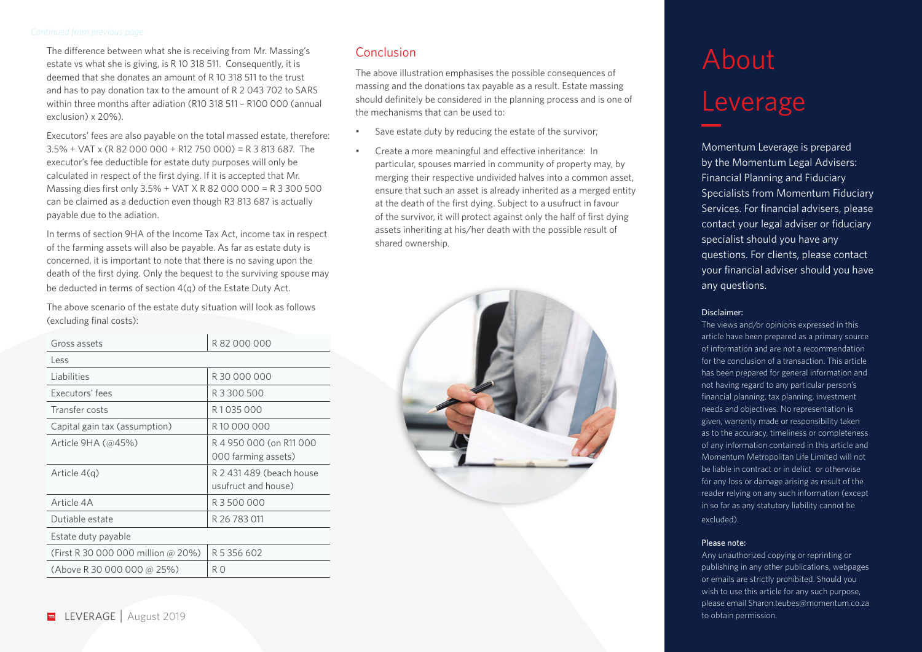*Continued from previous page*

The difference between what she is receiving from Mr. Massing's estate vs what she is giving, is R 10 318 511. Consequently, it is deemed that she donates an amount of R 10 318 511 to the trust and has to pay donation tax to the amount of R 2 043 702 to SARS within three months after adiation (R10 318 511 – R100 000 (annual exclusion) x 20%).

Executors' fees are also payable on the total massed estate, therefore: 3.5% + VAT x (R 82 000 000 + R12 750 000) = R 3 813 687. The executor's fee deductible for estate duty purposes will only be calculated in respect of the first dying. If it is accepted that Mr. Massing dies first only 3.5% + VAT X R 82 000 000 = R 3 300 500 can be claimed as a deduction even though R3 813 687 is actually payable due to the adiation.

In terms of section 9HA of the Income Tax Act, income tax in respect of the farming assets will also be payable. As far as estate duty is concerned, it is important to note that there is no saving upon the death of the first dying. Only the bequest to the surviving spouse may be deducted in terms of section 4(q) of the Estate Duty Act.

The above scenario of the estate duty situation will look as follows (excluding final costs):

| | |
|---|---|
| Gross assets | R 82 000 000 |
| Less | |
| Liabilities | R 30 000 000 |
| Executors' fees | R 3 300 500 |
| Transfer costs | R 1 035 000 |
| Capital gain tax (assumption) | R 10 000 000 |
| Article 9HA (@45%) | R 4 950 000 (on R11 000 000 farming assets) |
| Article 4(q) | R 2 431 489 (beach house usufruct and house) |
| Article 4A | R 3 500 000 |
| Dutiable estate | R 26 783 011 |
| Estate duty payable | |
| (First R 30 000 000 million @ 20%) | R 5 356 602 |
| (Above R 30 000 000 @ 25%) | R 0 |

## Conclusion

The above illustration emphasises the possible consequences of massing and the donations tax payable as a result. Estate massing should definitely be considered in the planning process and is one of the mechanisms that can be used to:

- Save estate duty by reducing the estate of the survivor;
- Create a more meaningful and effective inheritance: In particular, spouses married in community of property may, by merging their respective undivided halves into a common asset, ensure that such an asset is already inherited as a merged entity at the death of the first dying. Subject to a usufruct in favour of the survivor, it will protect against only the half of first dying assets inheriting at his/her death with the possible result of shared ownership.

# About Leverage

Momentum Leverage is prepared by the Momentum Legal Advisers: Financial Planning and Fiduciary Specialists from Momentum Fiduciary Services. For financial advisers, please contact your legal adviser or fiduciary specialist should you have any questions. For clients, please contact your financial adviser should you have any questions.

**Disclaimer:**

The views and/or opinions expressed in this article have been prepared as a primary source of information and are not a recommendation for the conclusion of a transaction. This article has been prepared for general information and not having regard to any particular person's financial planning, tax planning, investment needs and objectives. No representation is given, warranty made or responsibility taken as to the accuracy, timeliness or completeness of any information contained in this article and Momentum Metropolitan Life Limited will not be liable in contract or in delict or otherwise for any loss or damage arising as result of the reader relying on any such information (except in so far as any statutory liability cannot be excluded).

**Please note:**

Any unauthorized copying or reprinting or publishing in any other publications, webpages or emails are strictly prohibited. Should you wish to use this article for any such purpose, please email Sharon.teubes@momentum.co.za to obtain permission.